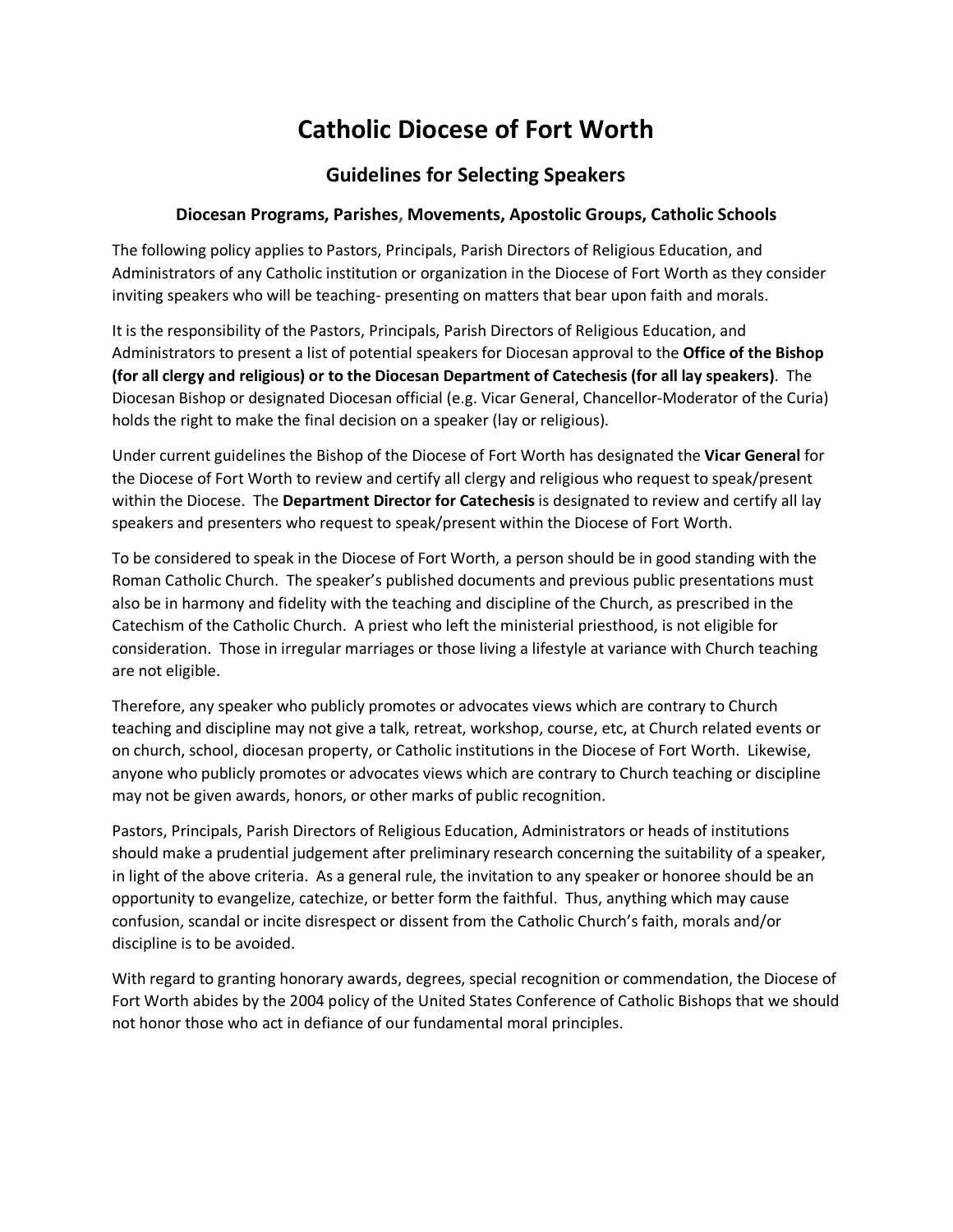# Catholic Diocese of Fort Worth

## Guidelines for Selecting Speakers

### Diocesan Programs, Parishes, Movements, Apostolic Groups, Catholic Schools

The following policy applies to Pastors, Principals, Parish Directors of Religious Education, and Administrators of any Catholic institution or organization in the Diocese of Fort Worth as they consider inviting speakers who will be teaching- presenting on matters that bear upon faith and morals.

It is the responsibility of the Pastors, Principals, Parish Directors of Religious Education, and Administrators to present a list of potential speakers for Diocesan approval to the **Office of the Bishop (for all clergy and religious) or to the Diocesan Department of Catechesis (for all lay speakers)**. The Diocesan Bishop or designated Diocesan official (e.g. Vicar General, Chancellor-Moderator of the Curia) holds the right to make the final decision on a speaker (lay or religious).

Under current guidelines the Bishop of the Diocese of Fort Worth has designated the **Vicar General** for the Diocese of Fort Worth to review and certify all clergy and religious who request to speak/present within the Diocese. The **Department Director for Catechesis** is designated to review and certify all lay speakers and presenters who request to speak/present within the Diocese of Fort Worth.

To be considered to speak in the Diocese of Fort Worth, a person should be in good standing with the Roman Catholic Church. The speaker's published documents and previous public presentations must also be in harmony and fidelity with the teaching and discipline of the Church, as prescribed in the Catechism of the Catholic Church. A priest who left the ministerial priesthood, is not eligible for consideration. Those in irregular marriages or those living a lifestyle at variance with Church teaching are not eligible.

Therefore, any speaker who publicly promotes or advocates views which are contrary to Church teaching and discipline may not give a talk, retreat, workshop, course, etc, at Church related events or on church, school, diocesan property, or Catholic institutions in the Diocese of Fort Worth. Likewise, anyone who publicly promotes or advocates views which are contrary to Church teaching or discipline may not be given awards, honors, or other marks of public recognition.

Pastors, Principals, Parish Directors of Religious Education, Administrators or heads of institutions should make a prudential judgement after preliminary research concerning the suitability of a speaker, in light of the above criteria. As a general rule, the invitation to any speaker or honoree should be an opportunity to evangelize, catechize, or better form the faithful. Thus, anything which may cause confusion, scandal or incite disrespect or dissent from the Catholic Church's faith, morals and/or discipline is to be avoided.

With regard to granting honorary awards, degrees, special recognition or commendation, the Diocese of Fort Worth abides by the 2004 policy of the United States Conference of Catholic Bishops that we should not honor those who act in defiance of our fundamental moral principles.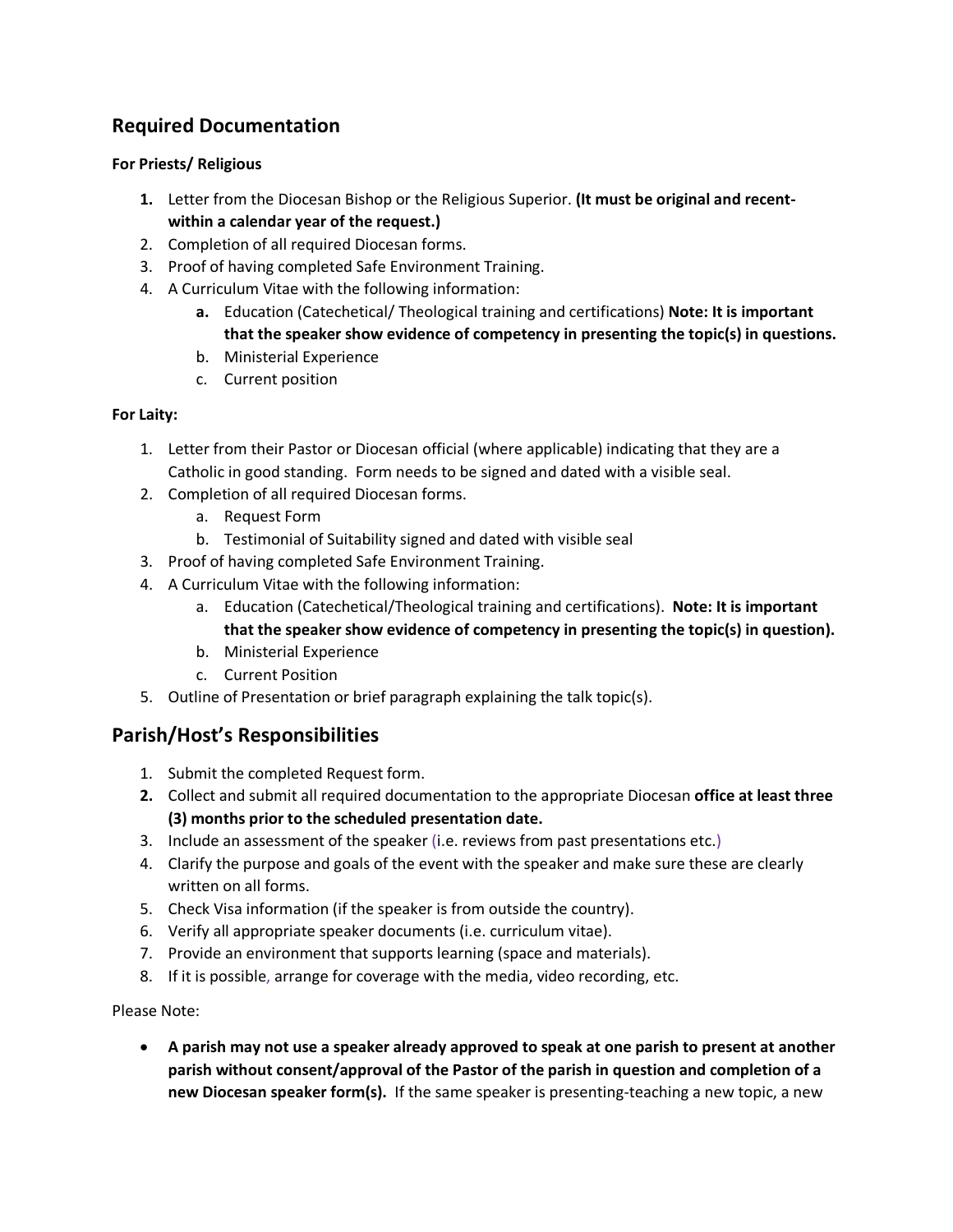## Required Documentation

**For Priests/ Religious**

1. Letter from the Diocesan Bishop or the Religious Superior. **(It must be original and recent- within a calendar year of the request.)**
2. Completion of all required Diocesan forms.
3. Proof of having completed Safe Environment Training.
4. A Curriculum Vitae with the following information:
   a. Education (Catechetical/ Theological training and certifications) **Note: It is important that the speaker show evidence of competency in presenting the topic(s) in questions.**
   b. Ministerial Experience
   c. Current position

**For Laity:**

1. Letter from their Pastor or Diocesan official (where applicable) indicating that they are a Catholic in good standing. Form needs to be signed and dated with a visible seal.
2. Completion of all required Diocesan forms.
   a. Request Form
   b. Testimonial of Suitability signed and dated with visible seal
3. Proof of having completed Safe Environment Training.
4. A Curriculum Vitae with the following information:
   a. Education (Catechetical/Theological training and certifications). **Note: It is important that the speaker show evidence of competency in presenting the topic(s) in question).**
   b. Ministerial Experience
   c. Current Position
5. Outline of Presentation or brief paragraph explaining the talk topic(s).

## Parish/Host's Responsibilities

1. Submit the completed Request form.
2. Collect and submit all required documentation to the appropriate Diocesan **office at least three (3) months prior to the scheduled presentation date.**
3. Include an assessment of the speaker (i.e. reviews from past presentations etc.)
4. Clarify the purpose and goals of the event with the speaker and make sure these are clearly written on all forms.
5. Check Visa information (if the speaker is from outside the country).
6. Verify all appropriate speaker documents (i.e. curriculum vitae).
7. Provide an environment that supports learning (space and materials).
8. If it is possible, arrange for coverage with the media, video recording, etc.

Please Note:

- **A parish may not use a speaker already approved to speak at one parish to present at another parish without consent/approval of the Pastor of the parish in question and completion of a new Diocesan speaker form(s).** If the same speaker is presenting-teaching a new topic, a new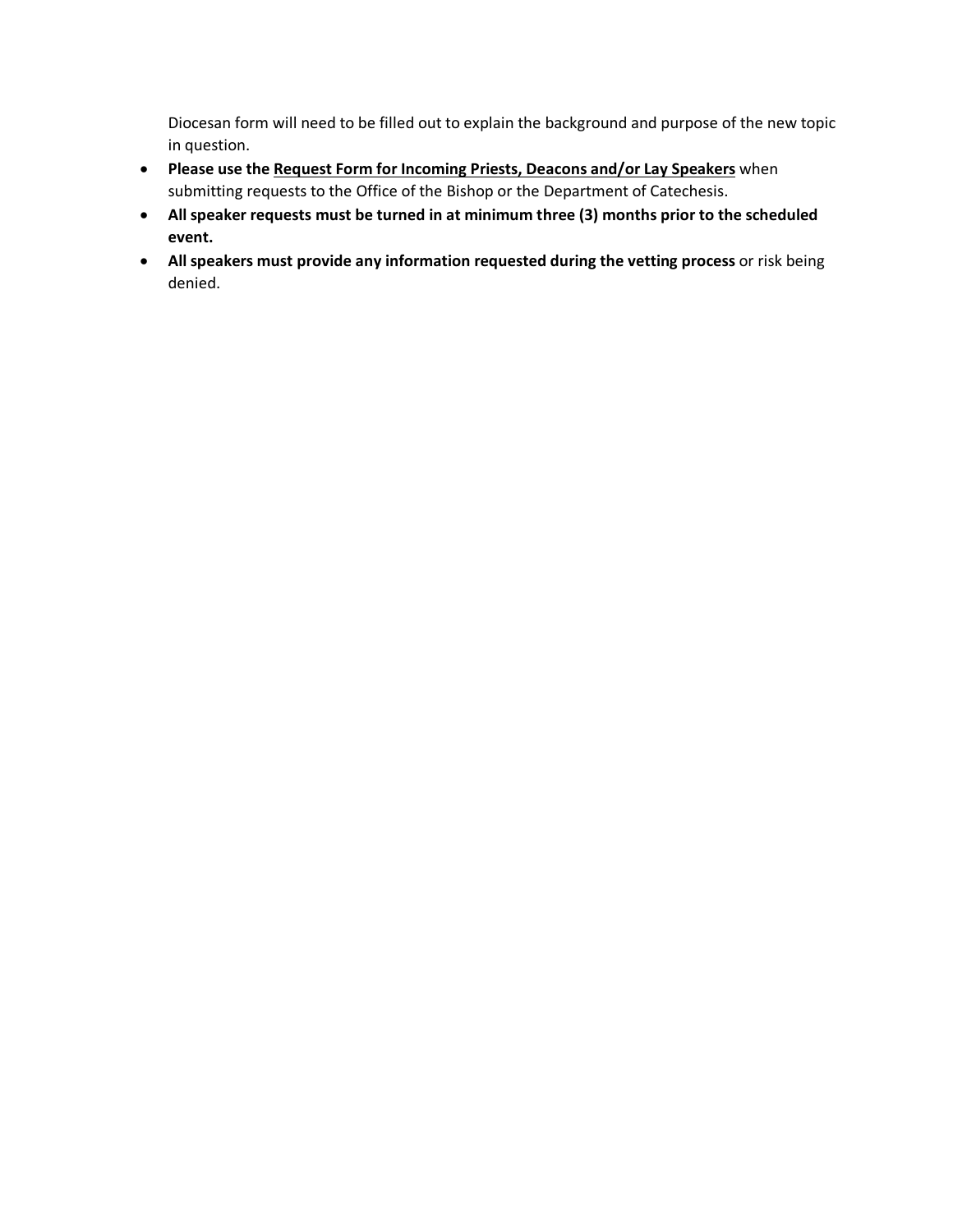Diocesan form will need to be filled out to explain the background and purpose of the new topic in question.

- **Please use the <u>Request Form for Incoming Priests, Deacons and/or Lay Speakers</u>** when submitting requests to the Office of the Bishop or the Department of Catechesis.
- **All speaker requests must be turned in at minimum three (3) months prior to the scheduled event.**
- **All speakers must provide any information requested during the vetting process** or risk being denied.